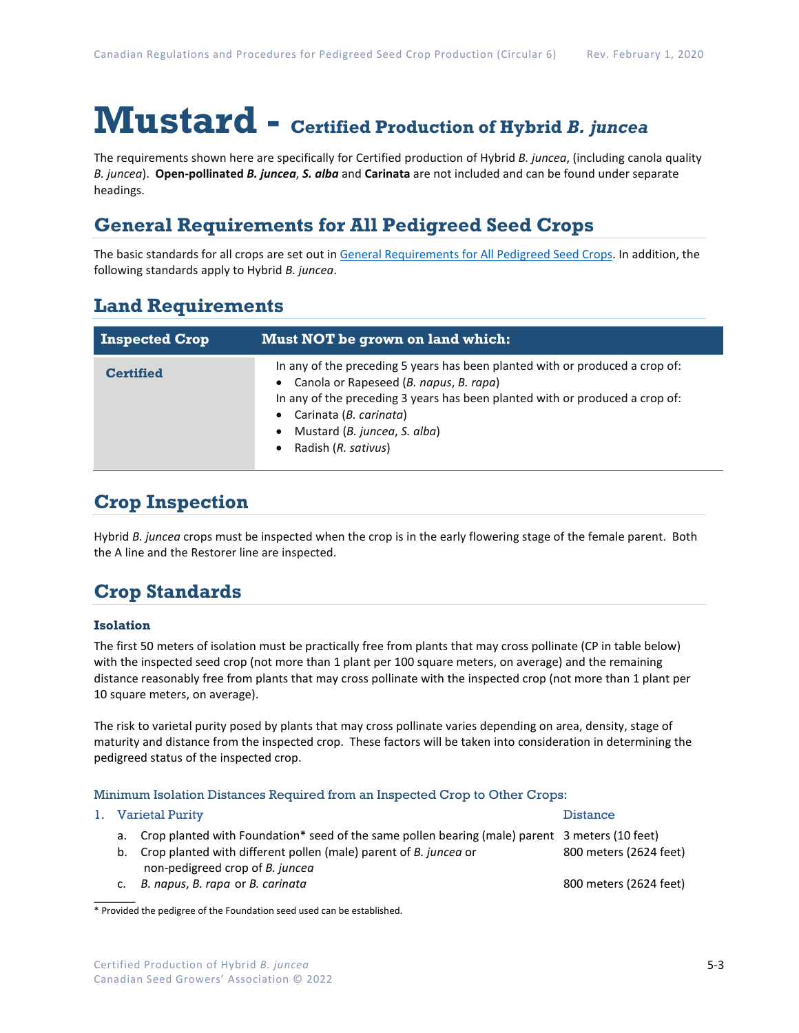# Mustard - Certified Production of Hybrid *B. juncea*

The requirements shown here are specifically for Certified production of Hybrid *B. juncea*, (including canola quality *B. juncea*). **Open-pollinated *B. juncea***, ***S. alba*** and **Carinata** are not included and can be found under separate headings.

## General Requirements for All Pedigreed Seed Crops

The basic standards for all crops are set out in General Requirements for All Pedigreed Seed Crops. In addition, the following standards apply to Hybrid *B. juncea*.

## Land Requirements

| Inspected Crop | Must NOT be grown on land which: |
| --- | --- |
| **Certified** | In any of the preceding 5 years has been planted with or produced a crop of:<br>• Canola or Rapeseed (*B. napus*, *B. rapa*)<br>In any of the preceding 3 years has been planted with or produced a crop of:<br>• Carinata (*B. carinata*)<br>• Mustard (*B. juncea*, *S. alba*)<br>• Radish (*R. sativus*) |

## Crop Inspection

Hybrid *B. juncea* crops must be inspected when the crop is in the early flowering stage of the female parent. Both the A line and the Restorer line are inspected.

## Crop Standards

### Isolation

The first 50 meters of isolation must be practically free from plants that may cross pollinate (CP in table below) with the inspected seed crop (not more than 1 plant per 100 square meters, on average) and the remaining distance reasonably free from plants that may cross pollinate with the inspected crop (not more than 1 plant per 10 square meters, on average).

The risk to varietal purity posed by plants that may cross pollinate varies depending on area, density, stage of maturity and distance from the inspected crop. These factors will be taken into consideration in determining the pedigreed status of the inspected crop.

#### Minimum Isolation Distances Required from an Inspected Crop to Other Crops:

| 1. Varietal Purity | Distance |
| --- | --- |
| a. Crop planted with Foundation* seed of the same pollen bearing (male) parent | 3 meters (10 feet) |
| b. Crop planted with different pollen (male) parent of *B. juncea* or non-pedigreed crop of *B. juncea* | 800 meters (2624 feet) |
| c. *B. napus*, *B. rapa* or *B. carinata* | 800 meters (2624 feet) |

\* Provided the pedigree of the Foundation seed used can be established.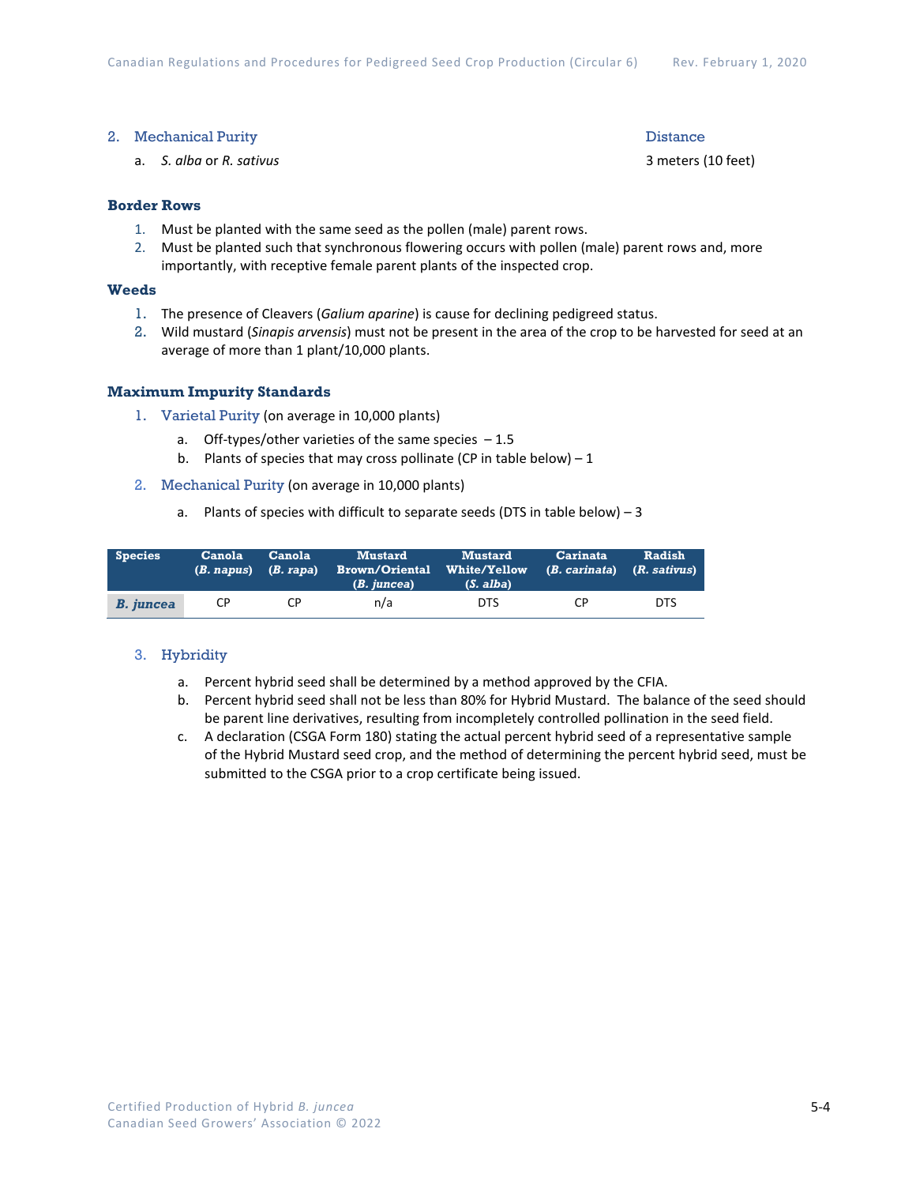2. Mechanical Purity — Distance

   a. *S. alba* or *R. sativus* — 3 meters (10 feet)

### Border Rows

1. Must be planted with the same seed as the pollen (male) parent rows.
2. Must be planted such that synchronous flowering occurs with pollen (male) parent rows and, more importantly, with receptive female parent plants of the inspected crop.

### Weeds

1. The presence of Cleavers (*Galium aparine*) is cause for declining pedigreed status.
2. Wild mustard (*Sinapis arvensis*) must not be present in the area of the crop to be harvested for seed at an average of more than 1 plant/10,000 plants.

### Maximum Impurity Standards

1. Varietal Purity (on average in 10,000 plants)
   a. Off-types/other varieties of the same species – 1.5
   b. Plants of species that may cross pollinate (CP in table below) – 1
2. Mechanical Purity (on average in 10,000 plants)
   a. Plants of species with difficult to separate seeds (DTS in table below) – 3

| Species | Canola (*B. napus*) | Canola (*B. rapa*) | Mustard Brown/Oriental (*B. juncea*) | Mustard White/Yellow (*S. alba*) | Carinata (*B. carinata*) | Radish (*R. sativus*) |
|---|---|---|---|---|---|---|
| ***B. juncea*** | CP | CP | n/a | DTS | CP | DTS |

3. Hybridity
   a. Percent hybrid seed shall be determined by a method approved by the CFIA.
   b. Percent hybrid seed shall not be less than 80% for Hybrid Mustard. The balance of the seed should be parent line derivatives, resulting from incompletely controlled pollination in the seed field.
   c. A declaration (CSGA Form 180) stating the actual percent hybrid seed of a representative sample of the Hybrid Mustard seed crop, and the method of determining the percent hybrid seed, must be submitted to the CSGA prior to a crop certificate being issued.